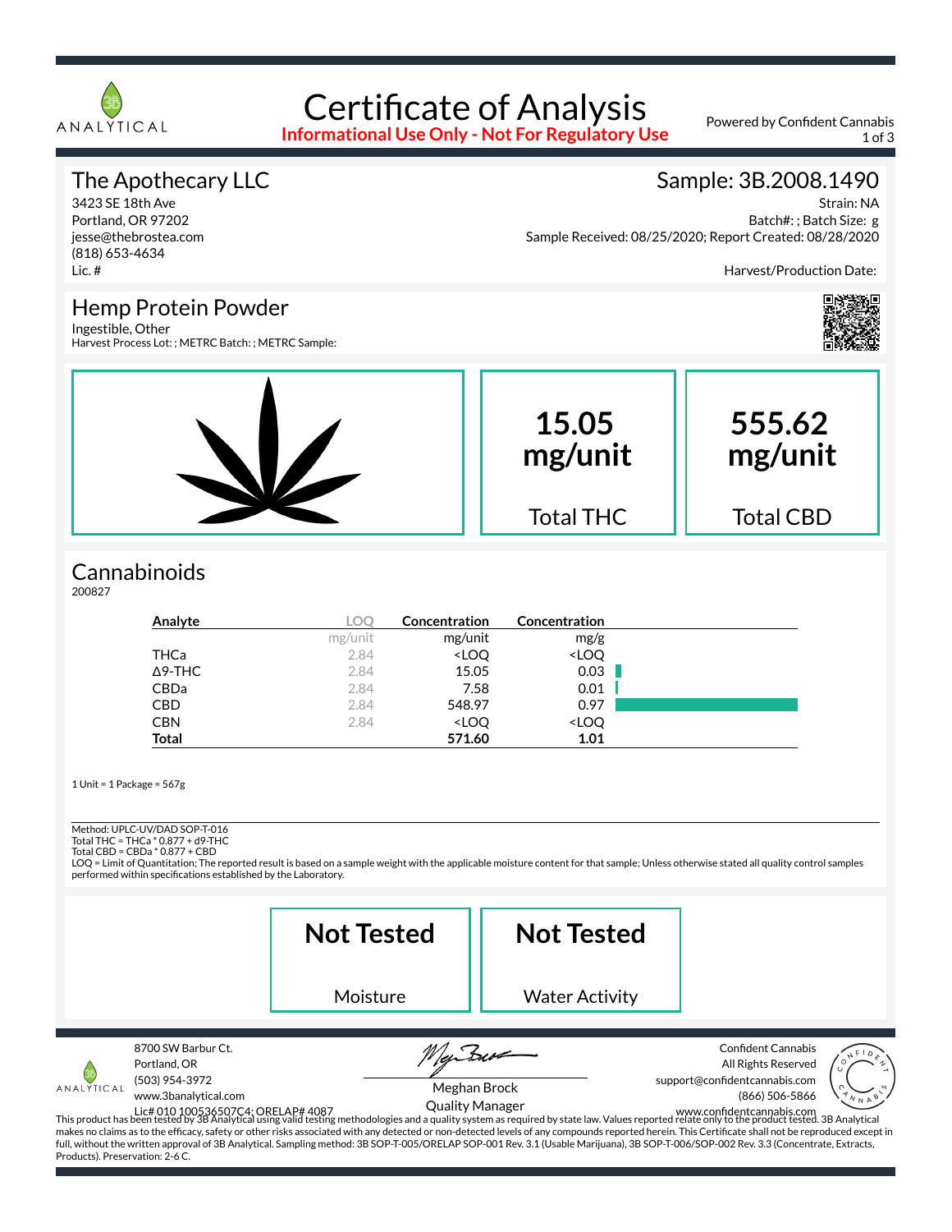ANALYTICAL

# Certificate of Analysis

**Informational Use Only - Not For Regulatory Use**

Powered by Confident Cannabis

## The Apothecary LLC

3423 SE 18th Ave
Portland, OR 97202
jesse@thebrostea.com
(818) 653-4634
Lic. #

## Sample: 3B.2008.1490

Strain: NA
Batch#: ; Batch Size: g
Sample Received: 08/25/2020; Report Created: 08/28/2020

Harvest/Production Date:

## Hemp Protein Powder

Ingestible, Other
Harvest Process Lot: ; METRC Batch: ; METRC Sample:

**15.05 mg/unit**
Total THC

**555.62 mg/unit**
Total CBD

## Cannabinoids

200827

| Analyte | LOQ | Concentration | Concentration |
|---|---|---|---|
| | mg/unit | mg/unit | mg/g |
| THCa | 2.84 | <LOQ | <LOQ |
| Δ9-THC | 2.84 | 15.05 | 0.03 |
| CBDa | 2.84 | 7.58 | 0.01 |
| CBD | 2.84 | 548.97 | 0.97 |
| CBN | 2.84 | <LOQ | <LOQ |
| **Total** | | **571.60** | **1.01** |

1 Unit = 1 Package = 567g

Method: UPLC-UV/DAD SOP-T-016
Total THC = THCa * 0.877 + d9-THC
Total CBD = CBDa * 0.877 + CBD
LOQ = Limit of Quantitation; The reported result is based on a sample weight with the applicable moisture content for that sample; Unless otherwise stated all quality control samples performed within specifications established by the Laboratory.

**Not Tested**
Moisture

**Not Tested**
Water Activity

ANALYTICAL
8700 SW Barbur Ct.
Portland, OR
(503) 954-3972
www.3banalytical.com
Lic# 010 100536507C4; ORELAP# 4087

Meghan Brock
Quality Manager

Confident Cannabis
All Rights Reserved
support@confidentcannabis.com
(866) 506-5866
www.confidentcannabis.com

This product has been tested by 3B Analytical using valid testing methodologies and a quality system as required by state law. Values reported relate only to the product tested. 3B Analytical makes no claims as to the efficacy, safety or other risks associated with any detected or non-detected levels of any compounds reported herein. This Certificate shall not be reproduced except in full, without the written approval of 3B Analytical. Sampling method: 3B SOP-T-005/ORELAP SOP-001 Rev. 3.1 (Usable Marijuana), 3B SOP-T-006/SOP-002 Rev. 3.3 (Concentrate, Extracts, Products). Preservation: 2-6 C.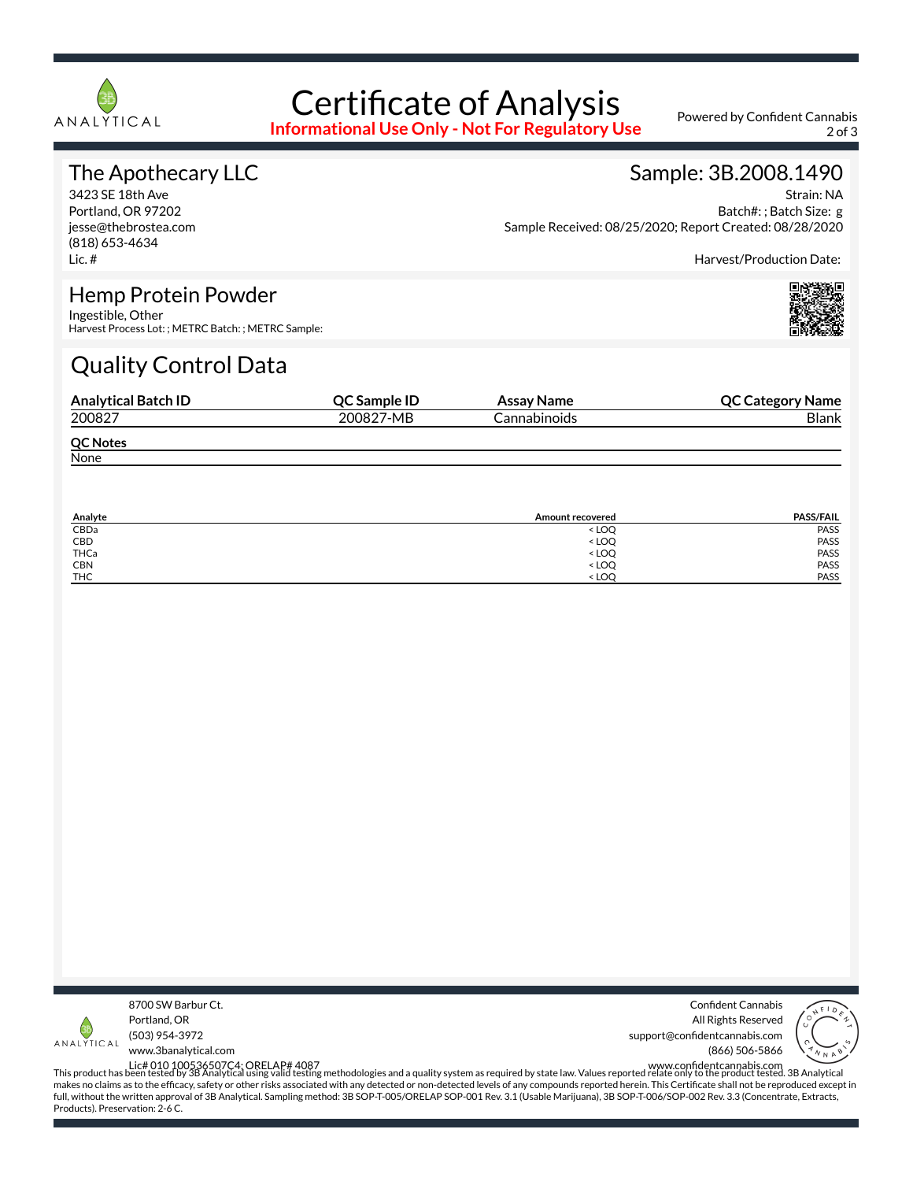# Certificate of Analysis

**Informational Use Only - Not For Regulatory Use**

Powered by Confident Cannabis

## The Apothecary LLC

3423 SE 18th Ave
Portland, OR 97202
jesse@thebrostea.com
(818) 653-4634
Lic. #

## Sample: 3B.2008.1490

Strain: NA
Batch#: ; Batch Size: g
Sample Received: 08/25/2020; Report Created: 08/28/2020

Harvest/Production Date:

## Hemp Protein Powder

Ingestible, Other
Harvest Process Lot: ; METRC Batch: ; METRC Sample:

## Quality Control Data

| Analytical Batch ID | QC Sample ID | Assay Name | QC Category Name |
|---|---|---|---|
| 200827 | 200827-MB | Cannabinoids | Blank |

**QC Notes**

None

| Analyte | Amount recovered | PASS/FAIL |
|---|---|---|
| CBDa | < LOQ | PASS |
| CBD | < LOQ | PASS |
| THCa | < LOQ | PASS |
| CBN | < LOQ | PASS |
| THC | < LOQ | PASS |

8700 SW Barbur Ct.
Portland, OR
(503) 954-3972
www.3banalytical.com
Lic# 010 100536507C4; ORELAP# 4087

Confident Cannabis
All Rights Reserved
support@confidentcannabis.com
(866) 506-5866
www.confidentcannabis.com

This product has been tested by 3B Analytical using valid testing methodologies and a quality system as required by state law. Values reported relate only to the product tested. 3B Analytical makes no claims as to the efficacy, safety or other risks associated with any detected or non-detected levels of any compounds reported herein. This Certificate shall not be reproduced except in full, without the written approval of 3B Analytical. Sampling method: 3B SOP-T-005/ORELAP SOP-001 Rev. 3.1 (Usable Marijuana), 3B SOP-T-006/SOP-002 Rev. 3.3 (Concentrate, Extracts, Products). Preservation: 2-6 C.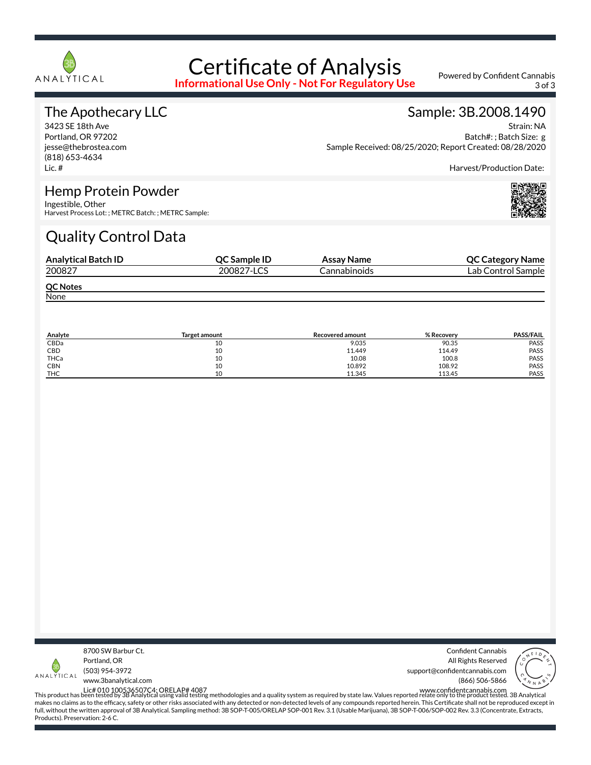# Certificate of Analysis

**Informational Use Only - Not For Regulatory Use**

Powered by Confident Cannabis

## The Apothecary LLC

3423 SE 18th Ave
Portland, OR 97202
jesse@thebrostea.com
(818) 653-4634
Lic. #

## Sample: 3B.2008.1490

Strain: NA
Batch#: ; Batch Size: g
Sample Received: 08/25/2020; Report Created: 08/28/2020

Harvest/Production Date:

## Hemp Protein Powder

Ingestible, Other
Harvest Process Lot: ; METRC Batch: ; METRC Sample:

# Quality Control Data

| Analytical Batch ID | QC Sample ID | Assay Name | QC Category Name |
|---|---|---|---|
| 200827 | 200827-LCS | Cannabinoids | Lab Control Sample |

**QC Notes**

None

| Analyte | Target amount | Recovered amount | % Recovery | PASS/FAIL |
|---|---|---|---|---|
| CBDa | 10 | 9.035 | 90.35 | PASS |
| CBD | 10 | 11.449 | 114.49 | PASS |
| THCa | 10 | 10.08 | 100.8 | PASS |
| CBN | 10 | 10.892 | 108.92 | PASS |
| THC | 10 | 11.345 | 113.45 | PASS |

8700 SW Barbur Ct.
Portland, OR
(503) 954-3972
www.3banalytical.com
Lic# 010 100536507C4; ORELAP# 4087

Confident Cannabis
All Rights Reserved
support@confidentcannabis.com
(866) 506-5866
www.confidentcannabis.com

This product has been tested by 3B Analytical using valid testing methodologies and a quality system as required by state law. Values reported relate only to the product tested. 3B Analytical makes no claims as to the efficacy, safety or other risks associated with any detected or non-detected levels of any compounds reported herein. This Certificate shall not be reproduced except in full, without the written approval of 3B Analytical. Sampling method: 3B SOP-T-005/ORELAP SOP-001 Rev. 3.1 (Usable Marijuana), 3B SOP-T-006/SOP-002 Rev. 3.3 (Concentrate, Extracts, Products). Preservation: 2-6 C.